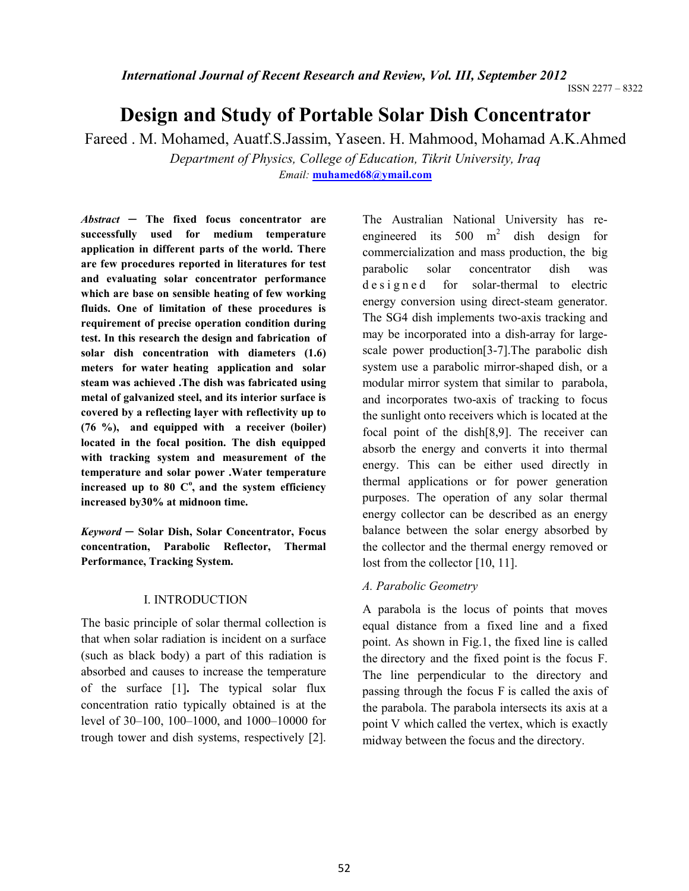# Design and Study of Portable Solar Dish Concentrator

Fareed . M. Mohamed, Auatf.S.Jassim, Yaseen. H. Mahmood, Mohamad A.K.Ahmed

*Department of Physics, College of Education, Tikrit University, Iraq*

*Email:* **muhamed68@ymail.com**

***Abstract* — The fixed focus concentrator are successfully used for medium temperature application in different parts of the world. There are few procedures reported in literatures for test and evaluating solar concentrator performance which are base on sensible heating of few working fluids. One of limitation of these procedures is requirement of precise operation condition during test. In this research the design and fabrication of solar dish concentration with diameters (1.6) meters for water heating application and solar steam was achieved .The dish was fabricated using metal of galvanized steel, and its interior surface is covered by a reflecting layer with reflectivity up to (76 %), and equipped with a receiver (boiler) located in the focal position. The dish equipped with tracking system and measurement of the temperature and solar power .Water temperature increased up to 80 C$^{o}$, and the system efficiency increased by30% at midnoon time.**

***Keyword* — Solar Dish, Solar Concentrator, Focus concentration, Parabolic Reflector, Thermal Performance, Tracking System.**

## I. INTRODUCTION

The basic principle of solar thermal collection is that when solar radiation is incident on a surface (such as black body) a part of this radiation is absorbed and causes to increase the temperature of the surface [1]**.** The typical solar flux concentration ratio typically obtained is at the level of 30–100, 100–1000, and 1000–10000 for trough tower and dish systems, respectively [2]. The Australian National University has re-engineered its 500 m$^2$ dish design for commercialization and mass production, the big parabolic solar concentrator dish was designed for solar-thermal to electric energy conversion using direct-steam generator. The SG4 dish implements two-axis tracking and may be incorporated into a dish-array for large-scale power production[3-7].The parabolic dish system use a parabolic mirror-shaped dish, or a modular mirror system that similar to parabola, and incorporates two-axis of tracking to focus the sunlight onto receivers which is located at the focal point of the dish[8,9]. The receiver can absorb the energy and converts it into thermal energy. This can be either used directly in thermal applications or for power generation purposes. The operation of any solar thermal energy collector can be described as an energy balance between the solar energy absorbed by the collector and the thermal energy removed or lost from the collector [10, 11].

### *A. Parabolic Geometry*

A parabola is the locus of points that moves equal distance from a fixed line and a fixed point. As shown in Fig.1, the fixed line is called the directory and the fixed point is the focus F. The line perpendicular to the directory and passing through the focus F is called the axis of the parabola. The parabola intersects its axis at a point V which called the vertex, which is exactly midway between the focus and the directory.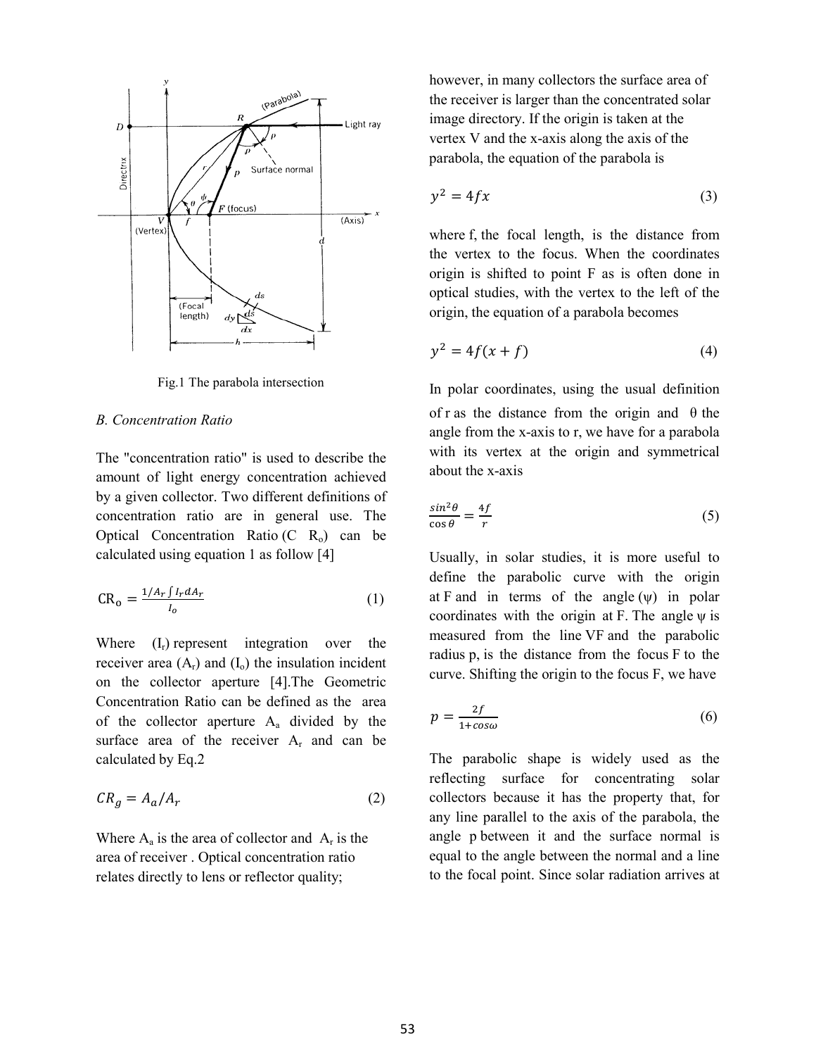Fig.1 The parabola intersection

### B. Concentration Ratio

The "concentration ratio" is used to describe the amount of light energy concentration achieved by a given collector. Two different definitions of concentration ratio are in general use. The Optical Concentration Ratio ($C\ R_o$) can be calculated using equation 1 as follow [4]

$$\mathrm{CR_o} = \frac{1/A_r \int I_r dA_r}{I_o} \tag{1}$$

Where ($I_r$) represent integration over the receiver area ($A_r$) and ($I_o$) the insulation incident on the collector aperture [4].The Geometric Concentration Ratio can be defined as the area of the collector aperture $A_a$ divided by the surface area of the receiver $A_r$ and can be calculated by Eq.2

$$CR_g = A_a/A_r \tag{2}$$

Where $A_a$ is the area of collector and $A_r$ is the area of receiver . Optical concentration ratio relates directly to lens or reflector quality; however, in many collectors the surface area of the receiver is larger than the concentrated solar image directory. If the origin is taken at the vertex V and the x-axis along the axis of the parabola, the equation of the parabola is

$$y^2 = 4fx \tag{3}$$

where f, the focal length, is the distance from the vertex to the focus. When the coordinates origin is shifted to point F as is often done in optical studies, with the vertex to the left of the origin, the equation of a parabola becomes

$$y^2 = 4f(x + f) \tag{4}$$

In polar coordinates, using the usual definition of r as the distance from the origin and θ the angle from the x-axis to r, we have for a parabola with its vertex at the origin and symmetrical about the x-axis

$$\frac{\sin^2\theta}{\cos\theta} = \frac{4f}{r} \tag{5}$$

Usually, in solar studies, it is more useful to define the parabolic curve with the origin at F and in terms of the angle (ψ) in polar coordinates with the origin at F. The angle ψ is measured from the line VF and the parabolic radius p, is the distance from the focus F to the curve. Shifting the origin to the focus F, we have

$$p = \frac{2f}{1+\cos\omega} \tag{6}$$

The parabolic shape is widely used as the reflecting surface for concentrating solar collectors because it has the property that, for any line parallel to the axis of the parabola, the angle p between it and the surface normal is equal to the angle between the normal and a line to the focal point. Since solar radiation arrives at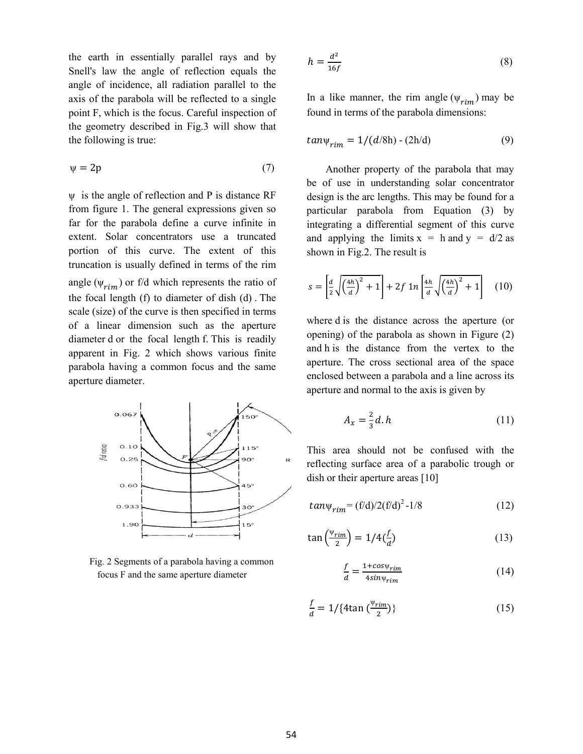the earth in essentially parallel rays and by Snell's law the angle of reflection equals the angle of incidence, all radiation parallel to the axis of the parabola will be reflected to a single point F, which is the focus. Careful inspection of the geometry described in Fig.3 will show that the following is true:

$$\psi = 2p \tag{7}$$

$\psi$ is the angle of reflection and P is distance RF from figure 1. The general expressions given so far for the parabola define a curve infinite in extent. Solar concentrators use a truncated portion of this curve. The extent of this truncation is usually defined in terms of the rim angle ($\psi_{rim}$) or f/d which represents the ratio of the focal length (f) to diameter of dish (d) . The scale (size) of the curve is then specified in terms of a linear dimension such as the aperture diameter d or the focal length f. This is readily apparent in Fig. 2 which shows various finite parabola having a common focus and the same aperture diameter.

Fig. 2 Segments of a parabola having a common focus F and the same aperture diameter

$$h = \frac{d^2}{16f} \tag{8}$$

In a like manner, the rim angle ($\psi_{rim}$) may be found in terms of the parabola dimensions:

$$tan\psi_{rim} = 1/(d/8h) - (2h/d) \tag{9}$$

Another property of the parabola that may be of use in understanding solar concentrator design is the arc lengths. This may be found for a particular parabola from Equation (3) by integrating a differential segment of this curve and applying the limits x = h and y = d/2 as shown in Fig.2. The result is

$$s = \left[\frac{d}{2}\sqrt{\left(\frac{4h}{d}\right)^2 + 1}\right] + 2f\ 1n\left[\frac{4h}{d}\sqrt{\left(\frac{4h}{d}\right)^2 + 1}\right] \tag{10}$$

where d is the distance across the aperture (or opening) of the parabola as shown in Figure (2) and h is the distance from the vertex to the aperture. The cross sectional area of the space enclosed between a parabola and a line across its aperture and normal to the axis is given by

$$A_x = \frac{2}{3}d.h \tag{11}$$

This area should not be confused with the reflecting surface area of a parabolic trough or dish or their aperture areas [10]

$$tan\psi_{rim} = (f/d)/2(f/d)^2 - 1/8 \tag{12}$$

$$\tan\left(\frac{\psi_{rim}}{2}\right) = 1/4\left(\frac{f}{d}\right) \tag{13}$$

$$\frac{f}{d} = \frac{1 + cos\psi_{rim}}{4sin\psi_{rim}} \tag{14}$$

$$\frac{f}{d} = 1/\{4\tan\left(\frac{\psi_{rim}}{2}\right)\} \tag{15}$$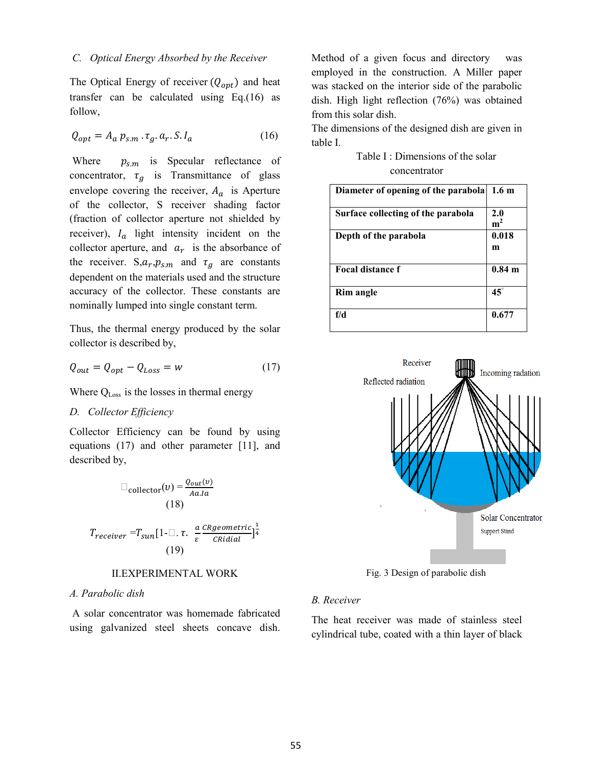### C. *Optical Energy Absorbed by the Receiver*

The Optical Energy of receiver ($Q_{opt}$) and heat transfer can be calculated using Eq.(16) as follow,

$$Q_{opt} = A_a \, p_{s.m} \, .\tau_g . a_r . S . I_a \qquad (16)$$

Where $p_{s.m}$ is Specular reflectance of concentrator, $\tau_g$ is Transmittance of glass envelope covering the receiver, $A_a$ is Aperture of the collector, S receiver shading factor (fraction of collector aperture not shielded by receiver), $I_a$ light intensity incident on the collector aperture, and $a_r$ is the absorbance of the receiver. S,$a_r$,$p_{s.m}$ and $\tau_g$ are constants dependent on the materials used and the structure accuracy of the collector. These constants are nominally lumped into single constant term.

Thus, the thermal energy produced by the solar collector is described by,

$$Q_{out} = Q_{opt} - Q_{Loss} = w \qquad (17)$$

Where $Q_{Loss}$ is the losses in thermal energy

### D. *Collector Efficiency*

Collector Efficiency can be found by using equations (17) and other parameter [11], and described by,

$$\square_{collector}(v) = \frac{Q_{out}(v)}{Aa.Ia} \qquad (18)$$

$$T_{receiver} = T_{sun}[1-\square.\tau.\ \frac{a}{\varepsilon}\frac{CRgeometric}{CRidial}]^{\frac{1}{4}} \qquad (19)$$

## II.EXPERIMENTAL WORK

### A. *Parabolic dish*

A solar concentrator was homemade fabricated using galvanized steel sheets concave dish. Method of a given focus and directory was employed in the construction. A Miller paper was stacked on the interior side of the parabolic dish. High light reflection (76%) was obtained from this solar dish.

The dimensions of the designed dish are given in table I.

Table I : Dimensions of the solar concentrator

| Diameter of opening of the parabola | 1.6 m |
|---|---|
| **Surface collecting of the parabola** | **2.0 $m^2$** |
| **Depth of the parabola** | **0.018 m** |
| **Focal distance f** | **0.84 m** |
| **Rim angle** | **45°** |
| **f/d** | **0.677** |

Fig. 3 Design of parabolic dish

### B. *Receiver*

The heat receiver was made of stainless steel cylindrical tube, coated with a thin layer of black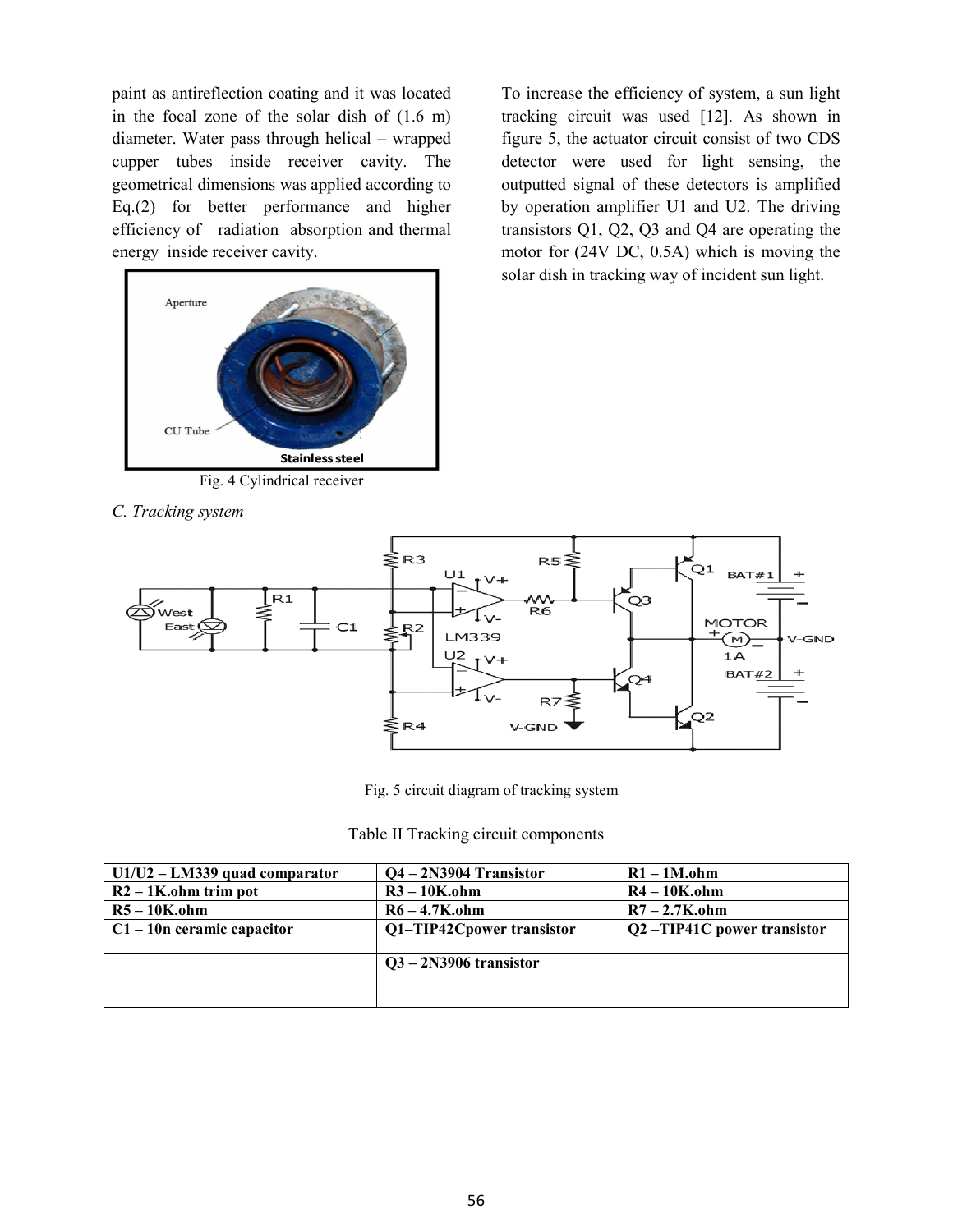paint as antireflection coating and it was located in the focal zone of the solar dish of (1.6 m) diameter. Water pass through helical – wrapped cupper tubes inside receiver cavity. The geometrical dimensions was applied according to Eq.(2) for better performance and higher efficiency of radiation absorption and thermal energy inside receiver cavity.

Fig. 4 Cylindrical receiver

*C. Tracking system*

To increase the efficiency of system, a sun light tracking circuit was used [12]. As shown in figure 5, the actuator circuit consist of two CDS detector were used for light sensing, the outputted signal of these detectors is amplified by operation amplifier U1 and U2. The driving transistors Q1, Q2, Q3 and Q4 are operating the motor for (24V DC, 0.5A) which is moving the solar dish in tracking way of incident sun light.

Fig. 5 circuit diagram of tracking system

Table II Tracking circuit components

| U1/U2 – LM339 quad comparator | Q4 – 2N3904 Transistor | R1 – 1M.ohm |
|---|---|---|
| R2 – 1K.ohm trim pot | R3 – 10K.ohm | R4 – 10K.ohm |
| R5 – 10K.ohm | R6 – 4.7K.ohm | R7 – 2.7K.ohm |
| C1 – 10n ceramic capacitor | Q1–TIP42Cpower transistor | Q2 –TIP41C power transistor |
| | Q3 – 2N3906 transistor | |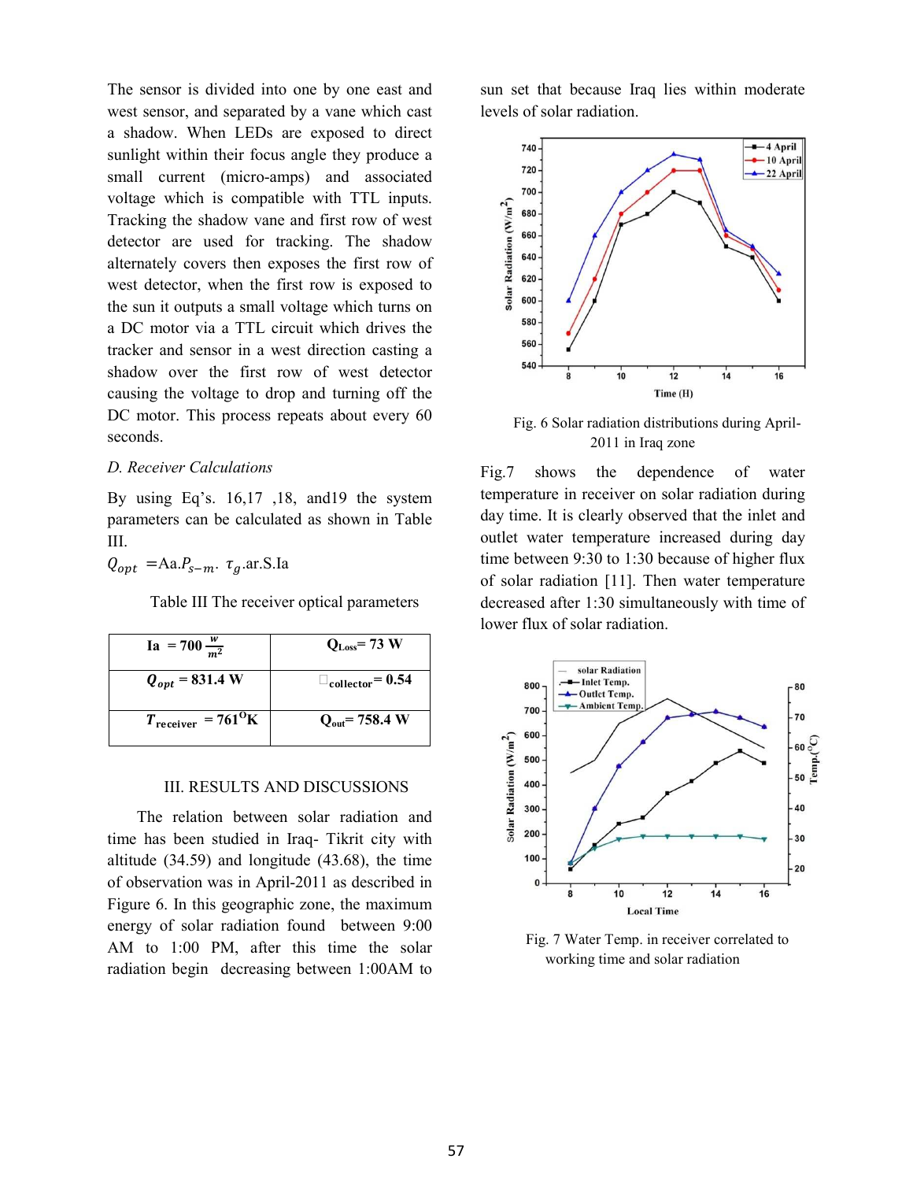The sensor is divided into one by one east and west sensor, and separated by a vane which cast a shadow. When LEDs are exposed to direct sunlight within their focus angle they produce a small current (micro-amps) and associated voltage which is compatible with TTL inputs. Tracking the shadow vane and first row of west detector are used for tracking. The shadow alternately covers then exposes the first row of west detector, when the first row is exposed to the sun it outputs a small voltage which turns on a DC motor via a TTL circuit which drives the tracker and sensor in a west direction casting a shadow over the first row of west detector causing the voltage to drop and turning off the DC motor. This process repeats about every 60 seconds.

### *D. Receiver Calculations*

By using Eq's. 16,17 ,18, and19 the system parameters can be calculated as shown in Table III.

$Q_{opt}$ =Aa.$P_{s-m}$. $\tau_g$.ar.S.Ia

Table III The receiver optical parameters

| | |
|---|---|
| **Ia = 700 $\frac{w}{m^2}$** | **$Q_{Loss}$= 73 W** |
| **$Q_{opt}$ = 831.4 W** | **□$_{collector}$= 0.54** |
| **$T_{receiver}$ = 761$^O$K** | **$Q_{out}$= 758.4 W** |

## III. RESULTS AND DISCUSSIONS

The relation between solar radiation and time has been studied in Iraq- Tikrit city with altitude (34.59) and longitude (43.68), the time of observation was in April-2011 as described in Figure 6. In this geographic zone, the maximum energy of solar radiation found between 9:00 AM to 1:00 PM, after this time the solar radiation begin decreasing between 1:00AM to sun set that because Iraq lies within moderate levels of solar radiation.

Fig. 6 Solar radiation distributions during April-2011 in Iraq zone

Fig.7 shows the dependence of water temperature in receiver on solar radiation during day time. It is clearly observed that the inlet and outlet water temperature increased during day time between 9:30 to 1:30 because of higher flux of solar radiation [11]. Then water temperature decreased after 1:30 simultaneously with time of lower flux of solar radiation.

Fig. 7 Water Temp. in receiver correlated to working time and solar radiation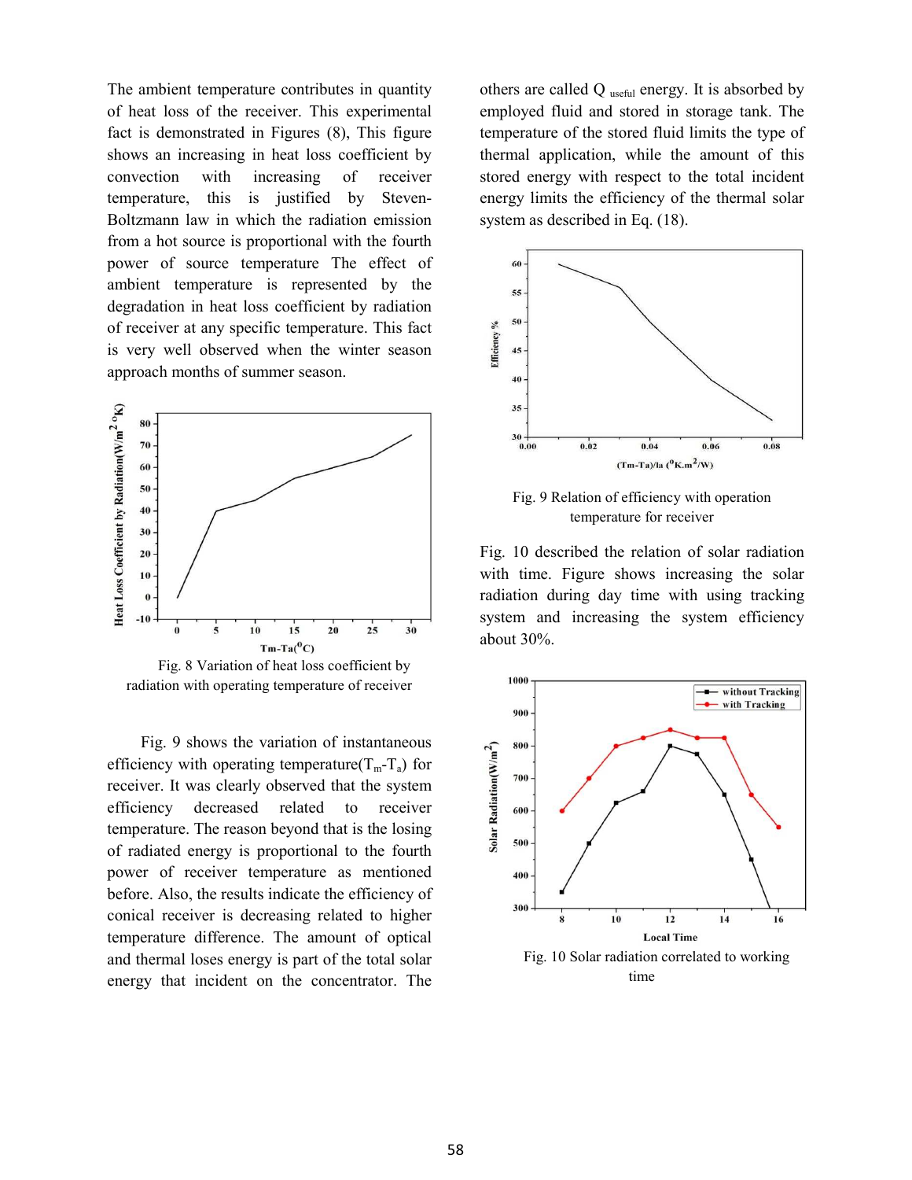The ambient temperature contributes in quantity of heat loss of the receiver. This experimental fact is demonstrated in Figures (8), This figure shows an increasing in heat loss coefficient by convection with increasing of receiver temperature, this is justified by Steven-Boltzmann law in which the radiation emission from a hot source is proportional with the fourth power of source temperature The effect of ambient temperature is represented by the degradation in heat loss coefficient by radiation of receiver at any specific temperature. This fact is very well observed when the winter season approach months of summer season.

Fig. 8 Variation of heat loss coefficient by radiation with operating temperature of receiver

Fig. 9 shows the variation of instantaneous efficiency with operating temperature($T_m$-$T_a$) for receiver. It was clearly observed that the system efficiency decreased related to receiver temperature. The reason beyond that is the losing of radiated energy is proportional to the fourth power of receiver temperature as mentioned before. Also, the results indicate the efficiency of conical receiver is decreasing related to higher temperature difference. The amount of optical and thermal loses energy is part of the total solar energy that incident on the concentrator. The others are called $Q_{useful}$ energy. It is absorbed by employed fluid and stored in storage tank. The temperature of the stored fluid limits the type of thermal application, while the amount of this stored energy with respect to the total incident energy limits the efficiency of the thermal solar system as described in Eq. (18).

Fig. 9 Relation of efficiency with operation temperature for receiver

Fig. 10 described the relation of solar radiation with time. Figure shows increasing the solar radiation during day time with using tracking system and increasing the system efficiency about 30%.

Fig. 10 Solar radiation correlated to working time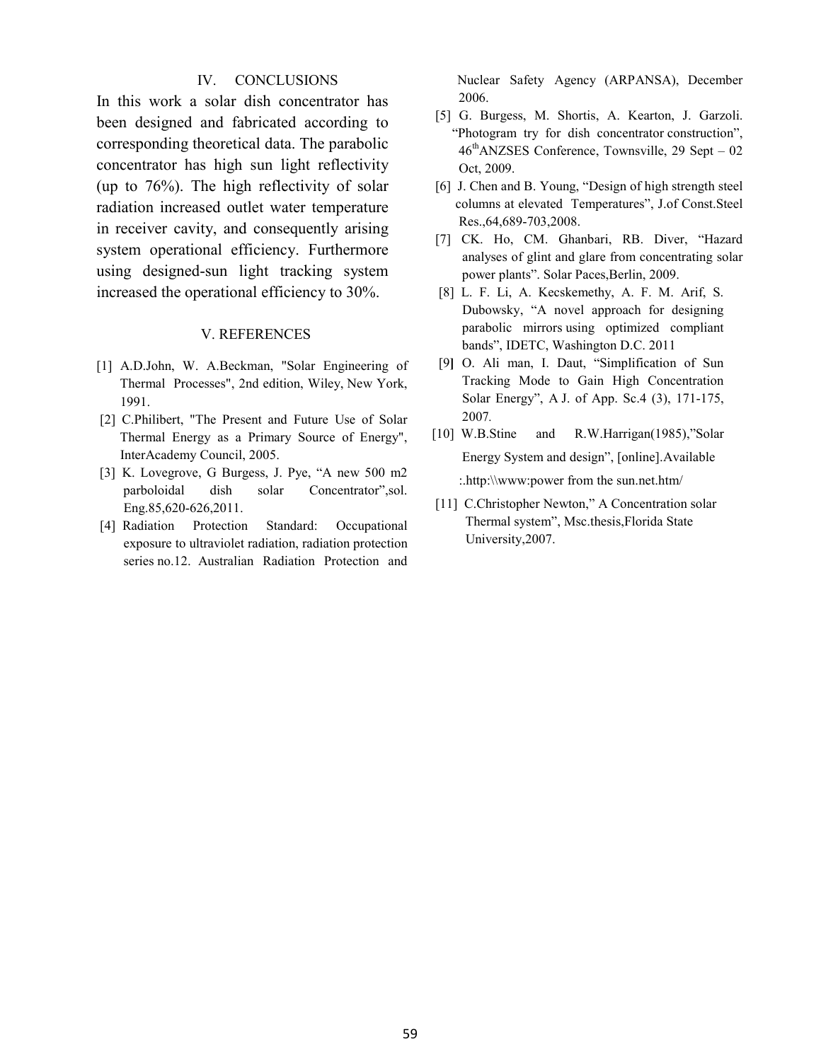## IV. CONCLUSIONS

In this work a solar dish concentrator has been designed and fabricated according to corresponding theoretical data. The parabolic concentrator has high sun light reflectivity (up to 76%). The high reflectivity of solar radiation increased outlet water temperature in receiver cavity, and consequently arising system operational efficiency. Furthermore using designed-sun light tracking system increased the operational efficiency to 30%.

## V. REFERENCES

[1] A.D.John, W. A.Beckman, "Solar Engineering of Thermal Processes", 2nd edition, Wiley, New York, 1991.

[2] C.Philibert, "The Present and Future Use of Solar Thermal Energy as a Primary Source of Energy", InterAcademy Council, 2005.

[3] K. Lovegrove, G Burgess, J. Pye, "A new 500 m2 parboloidal dish solar Concentrator",sol. Eng.85,620-626,2011.

[4] Radiation Protection Standard: Occupational exposure to ultraviolet radiation, radiation protection series no.12. Australian Radiation Protection and Nuclear Safety Agency (ARPANSA), December 2006.

[5] G. Burgess, M. Shortis, A. Kearton, J. Garzoli. "Photogram try for dish concentrator construction", 46th ANZSES Conference, Townsville, 29 Sept – 02 Oct, 2009.

[6] J. Chen and B. Young, "Design of high strength steel columns at elevated Temperatures", J.of Const.Steel Res.,64,689-703,2008.

[7] CK. Ho, CM. Ghanbari, RB. Diver, "Hazard analyses of glint and glare from concentrating solar power plants". Solar Paces,Berlin, 2009.

[8] L. F. Li, A. Kecskemethy, A. F. M. Arif, S. Dubowsky, "A novel approach for designing parabolic mirrors using optimized compliant bands", IDETC, Washington D.C. 2011

[9] O. Ali man, I. Daut, "Simplification of Sun Tracking Mode to Gain High Concentration Solar Energy", A J. of App. Sc.4 (3), 171-175, 2007.

[10] W.B.Stine and R.W.Harrigan(1985),"Solar Energy System and design", [online].Available :.http:\\www:power from the sun.net.htm/

[11] C.Christopher Newton," A Concentration solar Thermal system", Msc.thesis,Florida State University,2007.